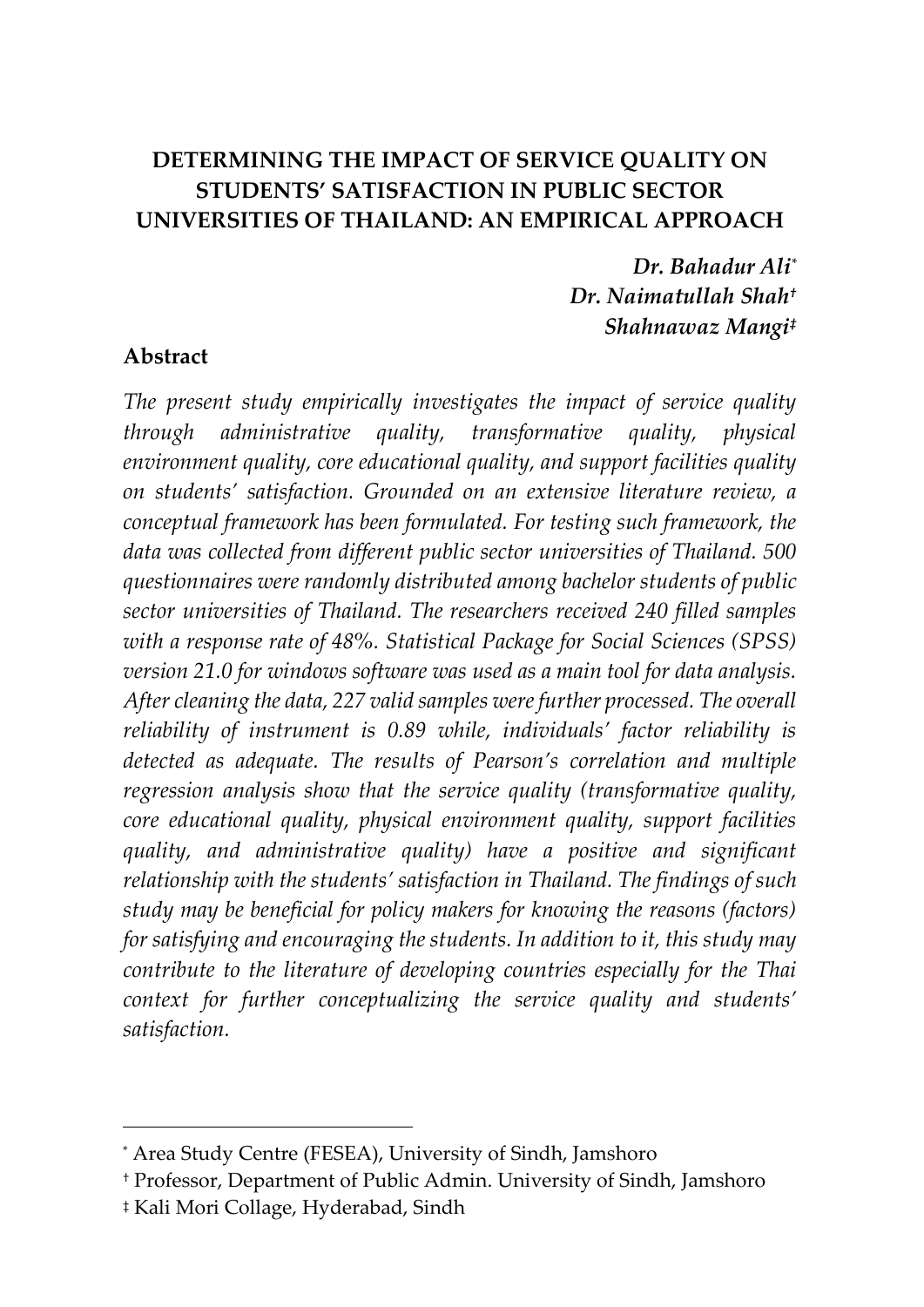# DETERMINING THE IMPACT OF SERVICE QUALITY ON STUDENTS' SATISFACTION IN PUBLIC SECTOR UNIVERSITIES OF THAILAND: AN EMPIRICAL APPROACH

***Dr. Bahadur Ali*** [*]
***Dr. Naimatullah Shah*** [†]
***Shahnawaz Mangi*** [‡]

## Abstract

*The present study empirically investigates the impact of service quality through administrative quality, transformative quality, physical environment quality, core educational quality, and support facilities quality on students' satisfaction. Grounded on an extensive literature review, a conceptual framework has been formulated. For testing such framework, the data was collected from different public sector universities of Thailand. 500 questionnaires were randomly distributed among bachelor students of public sector universities of Thailand. The researchers received 240 filled samples with a response rate of 48%. Statistical Package for Social Sciences (SPSS) version 21.0 for windows software was used as a main tool for data analysis. After cleaning the data, 227 valid samples were further processed. The overall reliability of instrument is 0.89 while, individuals' factor reliability is detected as adequate. The results of Pearson's correlation and multiple regression analysis show that the service quality (transformative quality, core educational quality, physical environment quality, support facilities quality, and administrative quality) have a positive and significant relationship with the students' satisfaction in Thailand. The findings of such study may be beneficial for policy makers for knowing the reasons (factors) for satisfying and encouraging the students. In addition to it, this study may contribute to the literature of developing countries especially for the Thai context for further conceptualizing the service quality and students' satisfaction.*

---

[*] Area Study Centre (FESEA), University of Sindh, Jamshoro

[†] Professor, Department of Public Admin. University of Sindh, Jamshoro

[‡] Kali Mori Collage, Hyderabad, Sindh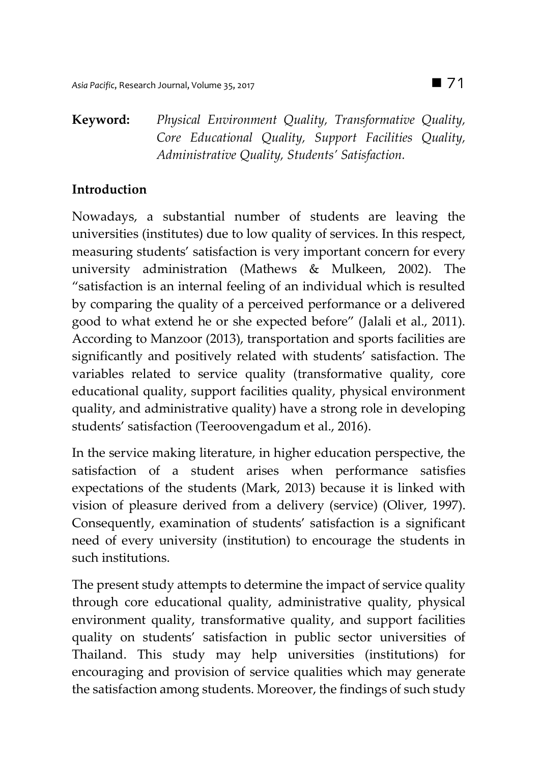**Keyword:** *Physical Environment Quality, Transformative Quality, Core Educational Quality, Support Facilities Quality, Administrative Quality, Students' Satisfaction.*

## Introduction

Nowadays, a substantial number of students are leaving the universities (institutes) due to low quality of services. In this respect, measuring students' satisfaction is very important concern for every university administration (Mathews & Mulkeen, 2002). The "satisfaction is an internal feeling of an individual which is resulted by comparing the quality of a perceived performance or a delivered good to what extend he or she expected before" (Jalali et al., 2011). According to Manzoor (2013), transportation and sports facilities are significantly and positively related with students' satisfaction. The variables related to service quality (transformative quality, core educational quality, support facilities quality, physical environment quality, and administrative quality) have a strong role in developing students' satisfaction (Teeroovengadum et al., 2016).

In the service making literature, in higher education perspective, the satisfaction of a student arises when performance satisfies expectations of the students (Mark, 2013) because it is linked with vision of pleasure derived from a delivery (service) (Oliver, 1997). Consequently, examination of students' satisfaction is a significant need of every university (institution) to encourage the students in such institutions.

The present study attempts to determine the impact of service quality through core educational quality, administrative quality, physical environment quality, transformative quality, and support facilities quality on students' satisfaction in public sector universities of Thailand. This study may help universities (institutions) for encouraging and provision of service qualities which may generate the satisfaction among students. Moreover, the findings of such study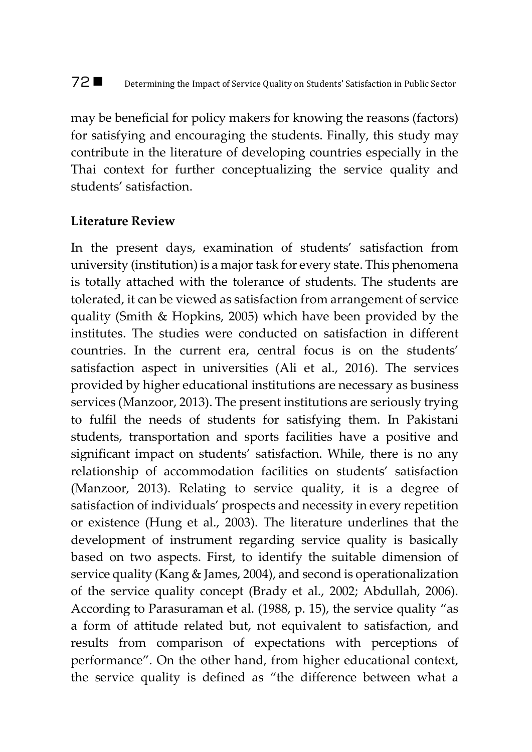may be beneficial for policy makers for knowing the reasons (factors) for satisfying and encouraging the students. Finally, this study may contribute in the literature of developing countries especially in the Thai context for further conceptualizing the service quality and students' satisfaction.

## Literature Review

In the present days, examination of students' satisfaction from university (institution) is a major task for every state. This phenomena is totally attached with the tolerance of students. The students are tolerated, it can be viewed as satisfaction from arrangement of service quality (Smith & Hopkins, 2005) which have been provided by the institutes. The studies were conducted on satisfaction in different countries. In the current era, central focus is on the students' satisfaction aspect in universities (Ali et al., 2016). The services provided by higher educational institutions are necessary as business services (Manzoor, 2013). The present institutions are seriously trying to fulfil the needs of students for satisfying them. In Pakistani students, transportation and sports facilities have a positive and significant impact on students' satisfaction. While, there is no any relationship of accommodation facilities on students' satisfaction (Manzoor, 2013). Relating to service quality, it is a degree of satisfaction of individuals' prospects and necessity in every repetition or existence (Hung et al., 2003). The literature underlines that the development of instrument regarding service quality is basically based on two aspects. First, to identify the suitable dimension of service quality (Kang & James, 2004), and second is operationalization of the service quality concept (Brady et al., 2002; Abdullah, 2006). According to Parasuraman et al. (1988, p. 15), the service quality "as a form of attitude related but, not equivalent to satisfaction, and results from comparison of expectations with perceptions of performance". On the other hand, from higher educational context, the service quality is defined as "the difference between what a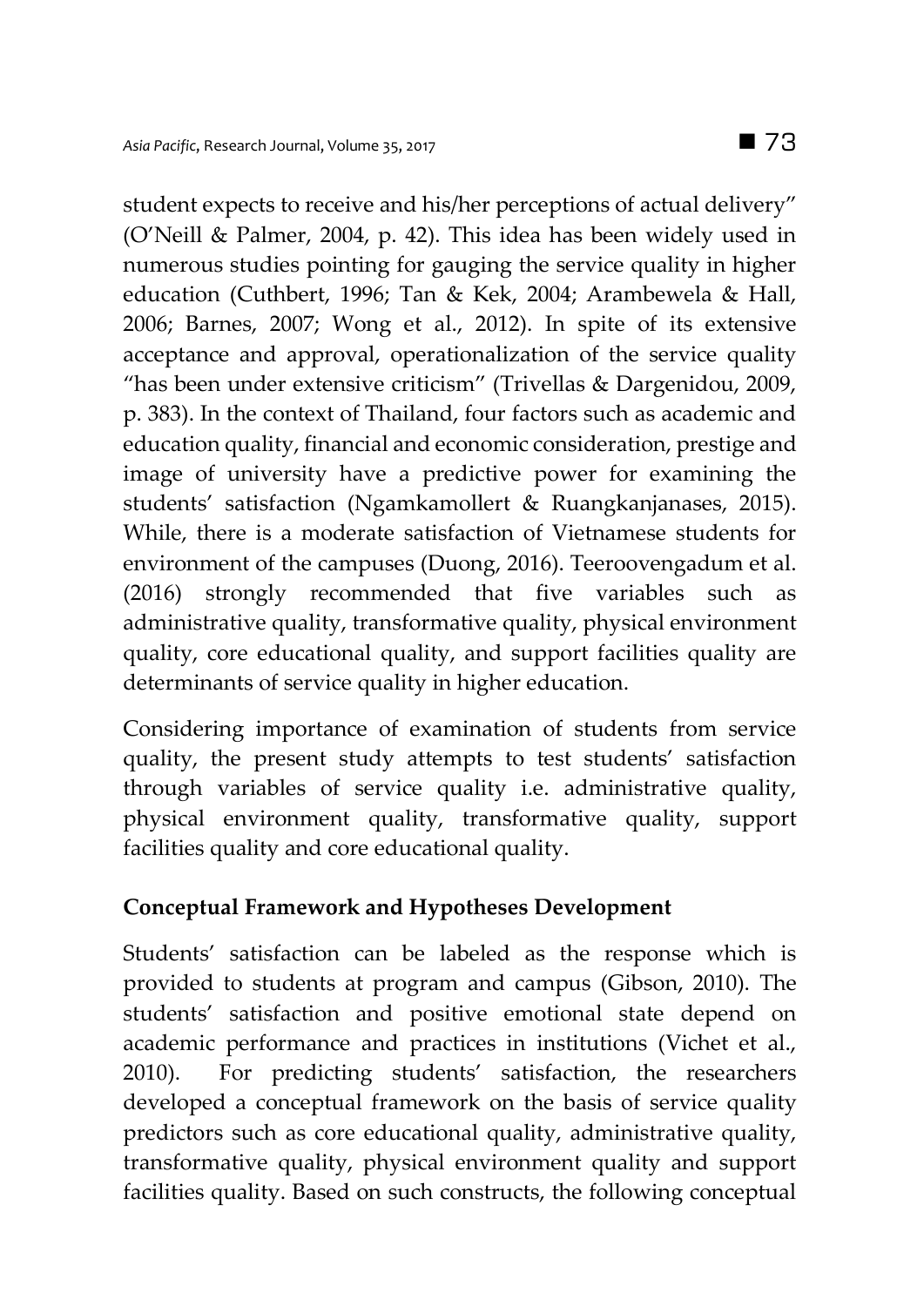student expects to receive and his/her perceptions of actual delivery" (O'Neill & Palmer, 2004, p. 42). This idea has been widely used in numerous studies pointing for gauging the service quality in higher education (Cuthbert, 1996; Tan & Kek, 2004; Arambewela & Hall, 2006; Barnes, 2007; Wong et al., 2012). In spite of its extensive acceptance and approval, operationalization of the service quality "has been under extensive criticism" (Trivellas & Dargenidou, 2009, p. 383). In the context of Thailand, four factors such as academic and education quality, financial and economic consideration, prestige and image of university have a predictive power for examining the students' satisfaction (Ngamkamollert & Ruangkanjanases, 2015). While, there is a moderate satisfaction of Vietnamese students for environment of the campuses (Duong, 2016). Teeroovengadum et al. (2016) strongly recommended that five variables such as administrative quality, transformative quality, physical environment quality, core educational quality, and support facilities quality are determinants of service quality in higher education.

Considering importance of examination of students from service quality, the present study attempts to test students' satisfaction through variables of service quality i.e. administrative quality, physical environment quality, transformative quality, support facilities quality and core educational quality.

## Conceptual Framework and Hypotheses Development

Students' satisfaction can be labeled as the response which is provided to students at program and campus (Gibson, 2010). The students' satisfaction and positive emotional state depend on academic performance and practices in institutions (Vichet et al., 2010). For predicting students' satisfaction, the researchers developed a conceptual framework on the basis of service quality predictors such as core educational quality, administrative quality, transformative quality, physical environment quality and support facilities quality. Based on such constructs, the following conceptual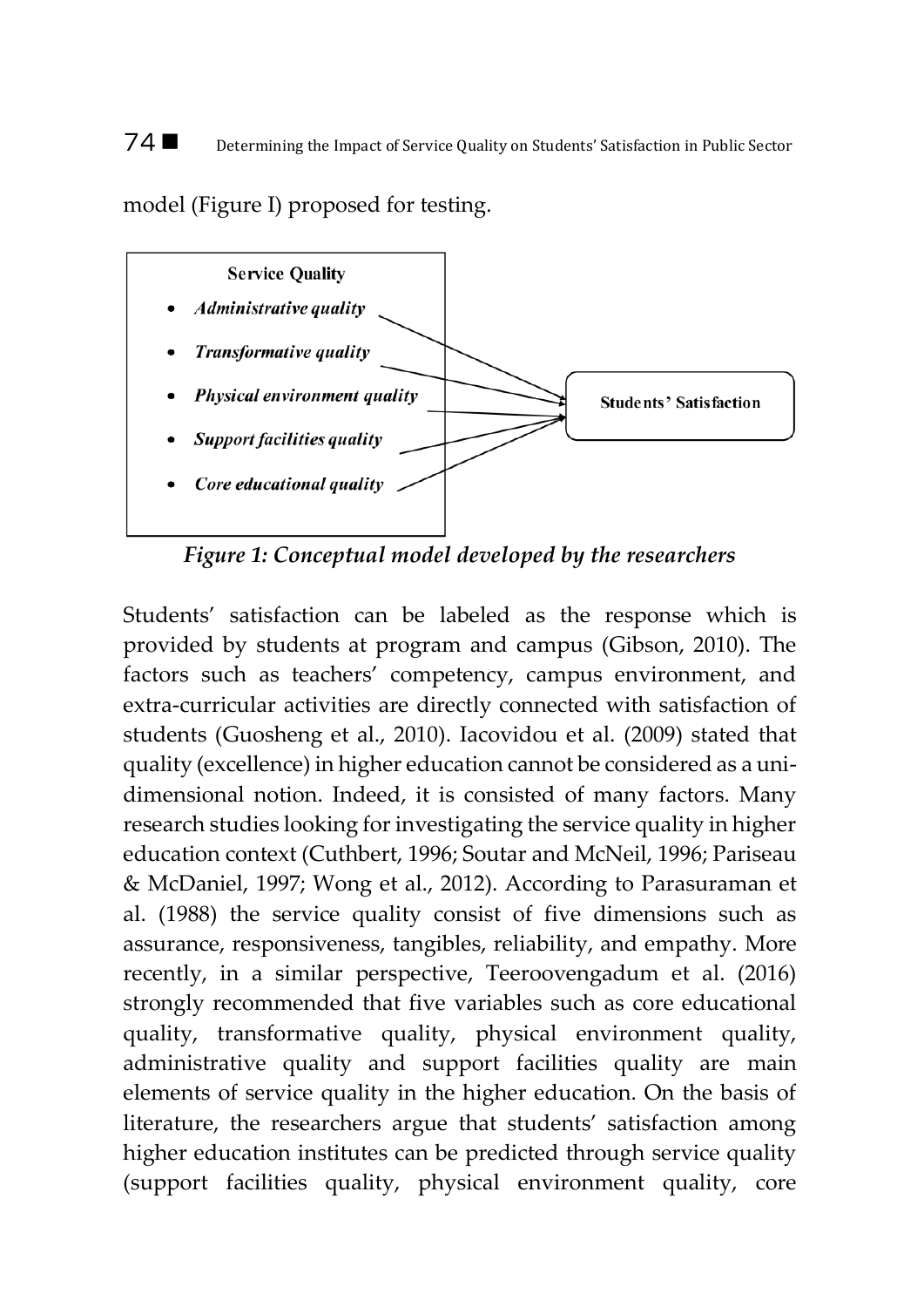model (Figure I) proposed for testing.

**Service Quality**

- *Administrative quality*
- *Transformative quality*
- *Physical environment quality*
- *Support facilities quality*
- *Core educational quality*

**Students' Satisfaction**

*Figure 1: Conceptual model developed by the researchers*

Students' satisfaction can be labeled as the response which is provided by students at program and campus (Gibson, 2010). The factors such as teachers' competency, campus environment, and extra-curricular activities are directly connected with satisfaction of students (Guosheng et al., 2010). Iacovidou et al. (2009) stated that quality (excellence) in higher education cannot be considered as a uni-dimensional notion. Indeed, it is consisted of many factors. Many research studies looking for investigating the service quality in higher education context (Cuthbert, 1996; Soutar and McNeil, 1996; Pariseau & McDaniel, 1997; Wong et al., 2012). According to Parasuraman et al. (1988) the service quality consist of five dimensions such as assurance, responsiveness, tangibles, reliability, and empathy. More recently, in a similar perspective, Teeroovengadum et al. (2016) strongly recommended that five variables such as core educational quality, transformative quality, physical environment quality, administrative quality and support facilities quality are main elements of service quality in the higher education. On the basis of literature, the researchers argue that students' satisfaction among higher education institutes can be predicted through service quality (support facilities quality, physical environment quality, core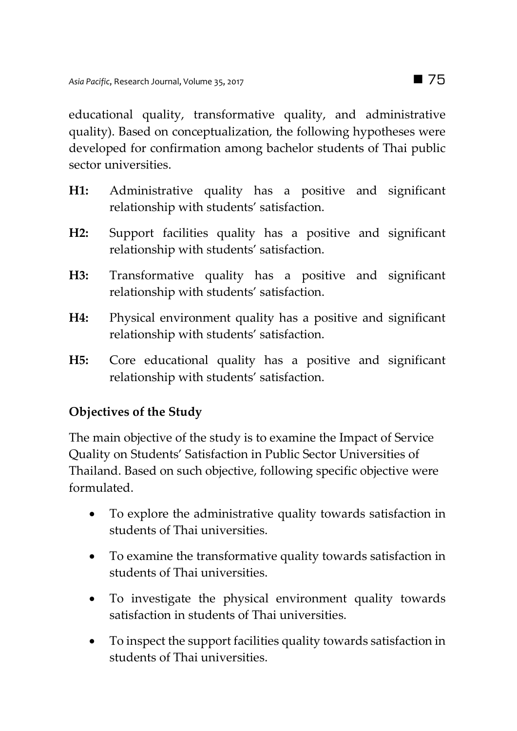educational quality, transformative quality, and administrative quality). Based on conceptualization, the following hypotheses were developed for confirmation among bachelor students of Thai public sector universities.

**H1:** Administrative quality has a positive and significant relationship with students' satisfaction.

**H2:** Support facilities quality has a positive and significant relationship with students' satisfaction.

**H3:** Transformative quality has a positive and significant relationship with students' satisfaction.

**H4:** Physical environment quality has a positive and significant relationship with students' satisfaction.

**H5:** Core educational quality has a positive and significant relationship with students' satisfaction.

### Objectives of the Study

The main objective of the study is to examine the Impact of Service Quality on Students' Satisfaction in Public Sector Universities of Thailand. Based on such objective, following specific objective were formulated.

- To explore the administrative quality towards satisfaction in students of Thai universities.
- To examine the transformative quality towards satisfaction in students of Thai universities.
- To investigate the physical environment quality towards satisfaction in students of Thai universities.
- To inspect the support facilities quality towards satisfaction in students of Thai universities.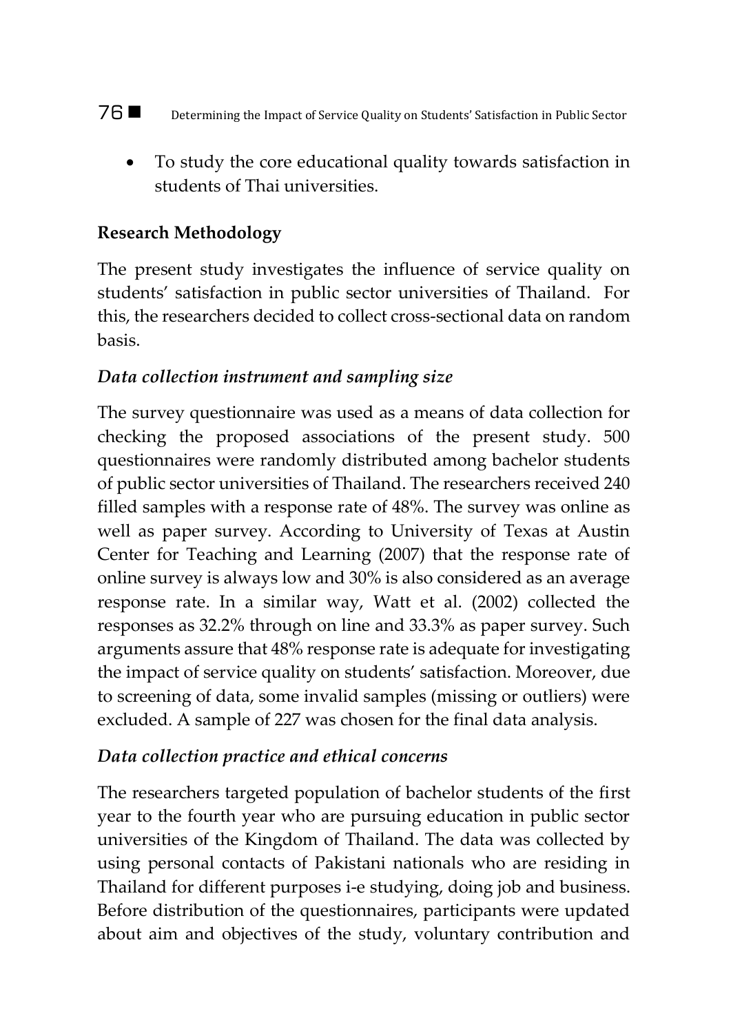- To study the core educational quality towards satisfaction in students of Thai universities.

## Research Methodology

The present study investigates the influence of service quality on students' satisfaction in public sector universities of Thailand. For this, the researchers decided to collect cross-sectional data on random basis.

### *Data collection instrument and sampling size*

The survey questionnaire was used as a means of data collection for checking the proposed associations of the present study. 500 questionnaires were randomly distributed among bachelor students of public sector universities of Thailand. The researchers received 240 filled samples with a response rate of 48%. The survey was online as well as paper survey. According to University of Texas at Austin Center for Teaching and Learning (2007) that the response rate of online survey is always low and 30% is also considered as an average response rate. In a similar way, Watt et al. (2002) collected the responses as 32.2% through on line and 33.3% as paper survey. Such arguments assure that 48% response rate is adequate for investigating the impact of service quality on students' satisfaction. Moreover, due to screening of data, some invalid samples (missing or outliers) were excluded. A sample of 227 was chosen for the final data analysis.

### *Data collection practice and ethical concerns*

The researchers targeted population of bachelor students of the first year to the fourth year who are pursuing education in public sector universities of the Kingdom of Thailand. The data was collected by using personal contacts of Pakistani nationals who are residing in Thailand for different purposes i-e studying, doing job and business. Before distribution of the questionnaires, participants were updated about aim and objectives of the study, voluntary contribution and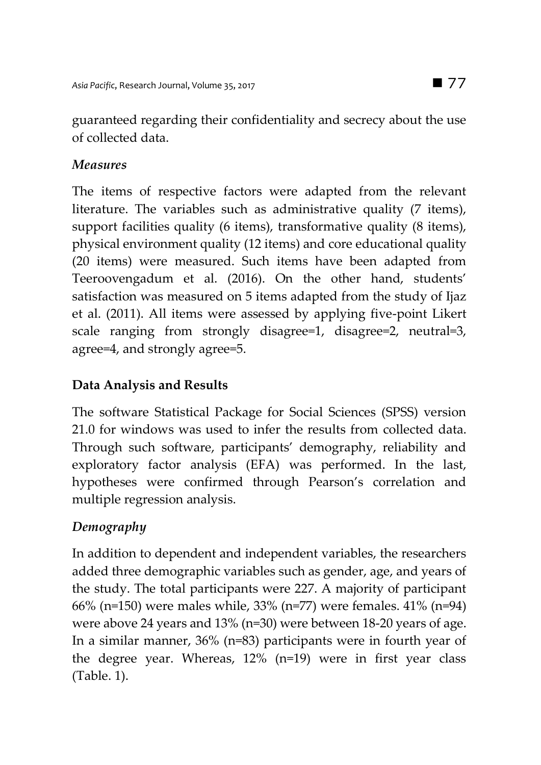guaranteed regarding their confidentiality and secrecy about the use of collected data.

### *Measures*

The items of respective factors were adapted from the relevant literature. The variables such as administrative quality (7 items), support facilities quality (6 items), transformative quality (8 items), physical environment quality (12 items) and core educational quality (20 items) were measured. Such items have been adapted from Teeroovengadum et al. (2016). On the other hand, students' satisfaction was measured on 5 items adapted from the study of Ijaz et al. (2011). All items were assessed by applying five-point Likert scale ranging from strongly disagree=1, disagree=2, neutral=3, agree=4, and strongly agree=5.

## **Data Analysis and Results**

The software Statistical Package for Social Sciences (SPSS) version 21.0 for windows was used to infer the results from collected data. Through such software, participants' demography, reliability and exploratory factor analysis (EFA) was performed. In the last, hypotheses were confirmed through Pearson's correlation and multiple regression analysis.

### *Demography*

In addition to dependent and independent variables, the researchers added three demographic variables such as gender, age, and years of the study. The total participants were 227. A majority of participant 66% (n=150) were males while, 33% (n=77) were females. 41% (n=94) were above 24 years and 13% (n=30) were between 18-20 years of age. In a similar manner, 36% (n=83) participants were in fourth year of the degree year. Whereas, 12% (n=19) were in first year class (Table. 1).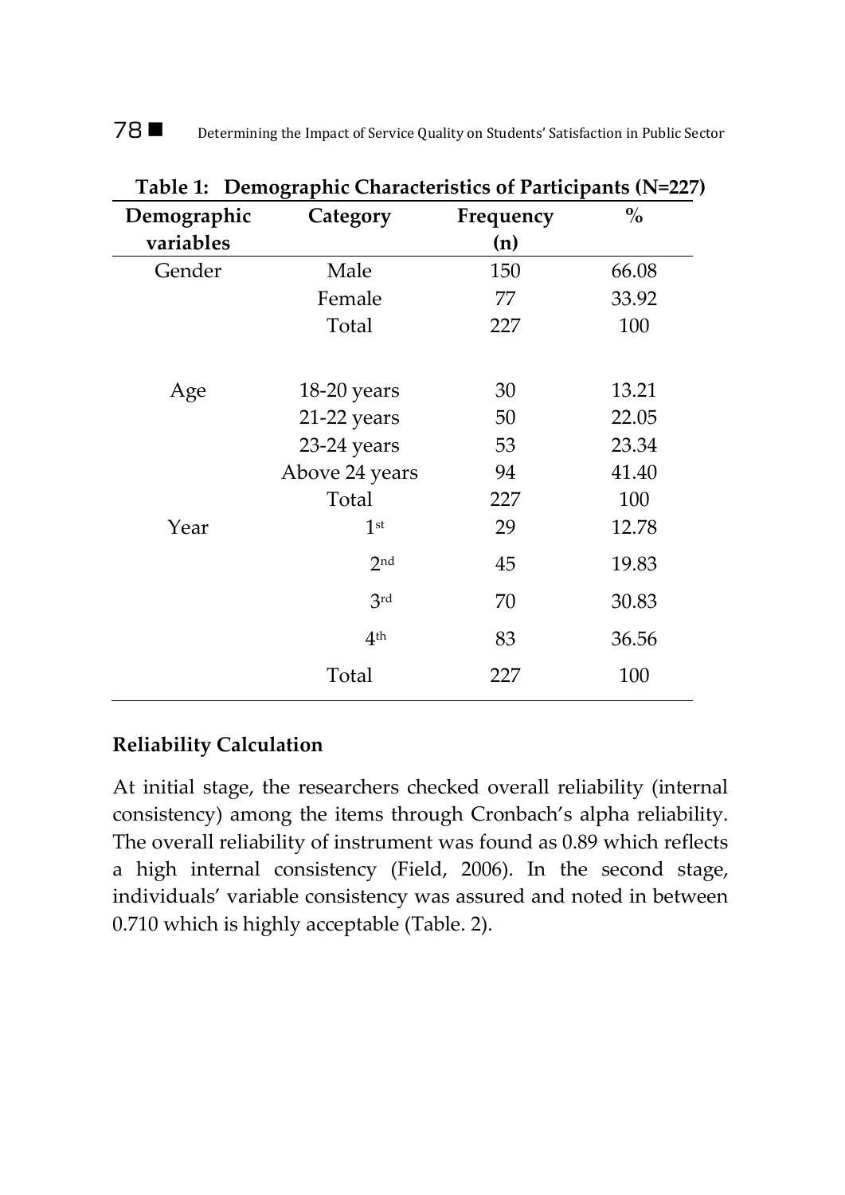**Table 1: Demographic Characteristics of Participants (N=227)**

| Demographic variables | Category | Frequency (n) | % |
|---|---|---|---|
| Gender | Male | 150 | 66.08 |
| | Female | 77 | 33.92 |
| | Total | 227 | 100 |
| Age | 18-20 years | 30 | 13.21 |
| | 21-22 years | 50 | 22.05 |
| | 23-24 years | 53 | 23.34 |
| | Above 24 years | 94 | 41.40 |
| | Total | 227 | 100 |
| Year | 1st | 29 | 12.78 |
| | 2nd | 45 | 19.83 |
| | 3rd | 70 | 30.83 |
| | 4th | 83 | 36.56 |
| | Total | 227 | 100 |

## Reliability Calculation

At initial stage, the researchers checked overall reliability (internal consistency) among the items through Cronbach's alpha reliability. The overall reliability of instrument was found as 0.89 which reflects a high internal consistency (Field, 2006). In the second stage, individuals' variable consistency was assured and noted in between 0.710 which is highly acceptable (Table. 2).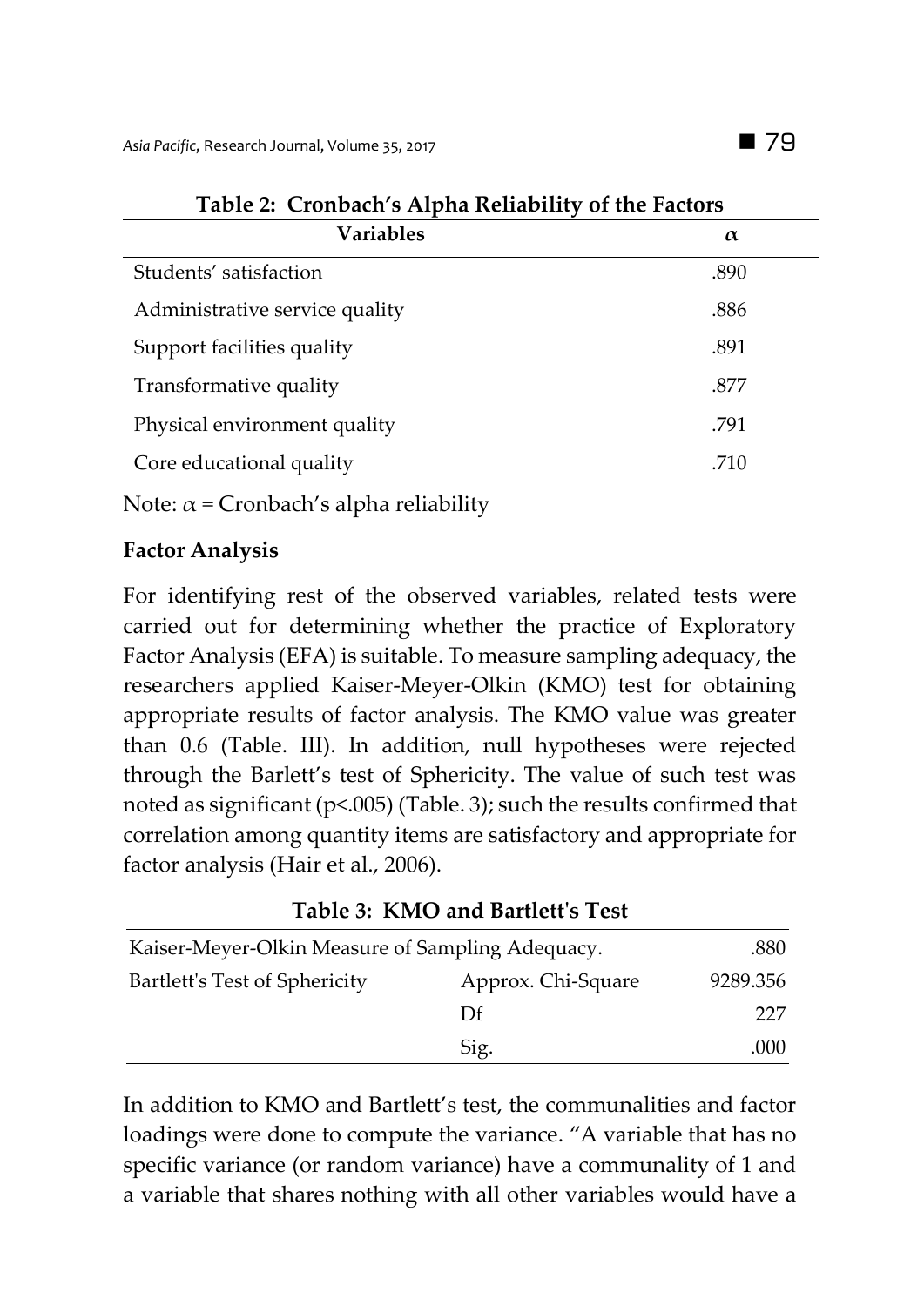**Table 2: Cronbach's Alpha Reliability of the Factors**

| Variables | $\alpha$ |
|---|---|
| Students' satisfaction | .890 |
| Administrative service quality | .886 |
| Support facilities quality | .891 |
| Transformative quality | .877 |
| Physical environment quality | .791 |
| Core educational quality | .710 |

Note: $\alpha$ = Cronbach's alpha reliability

**Factor Analysis**

For identifying rest of the observed variables, related tests were carried out for determining whether the practice of Exploratory Factor Analysis (EFA) is suitable. To measure sampling adequacy, the researchers applied Kaiser-Meyer-Olkin (KMO) test for obtaining appropriate results of factor analysis. The KMO value was greater than 0.6 (Table. III). In addition, null hypotheses were rejected through the Barlett's test of Sphericity. The value of such test was noted as significant ($p<.005$) (Table. 3); such the results confirmed that correlation among quantity items are satisfactory and appropriate for factor analysis (Hair et al., 2006).

**Table 3: KMO and Bartlett's Test**

| | | |
|---|---|---|
| Kaiser-Meyer-Olkin Measure of Sampling Adequacy. | | .880 |
| Bartlett's Test of Sphericity | Approx. Chi-Square | 9289.356 |
| | Df | 227 |
| | Sig. | .000 |

In addition to KMO and Bartlett's test, the communalities and factor loadings were done to compute the variance. "A variable that has no specific variance (or random variance) have a communality of 1 and a variable that shares nothing with all other variables would have a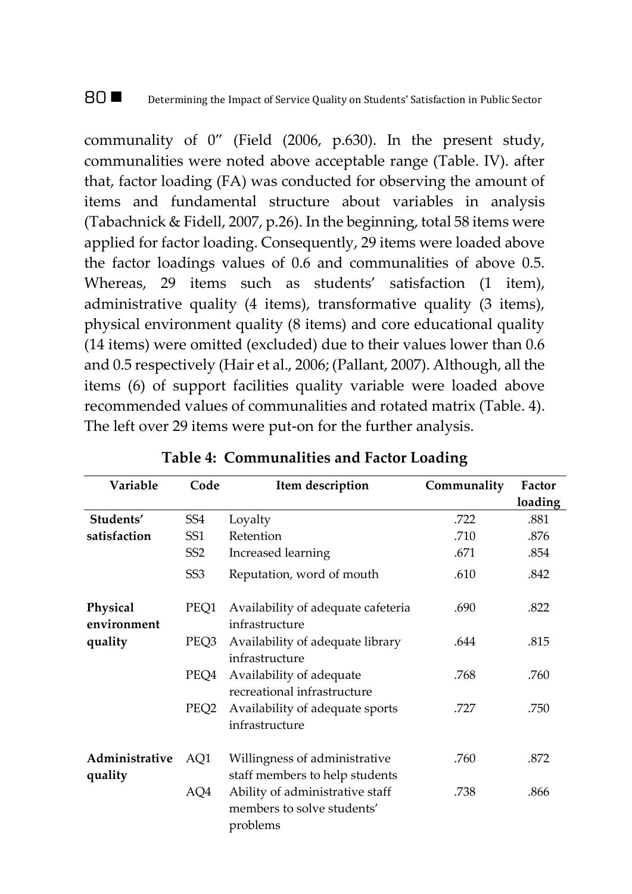communality of 0" (Field (2006, p.630). In the present study, communalities were noted above acceptable range (Table. IV). after that, factor loading (FA) was conducted for observing the amount of items and fundamental structure about variables in analysis (Tabachnick & Fidell, 2007, p.26). In the beginning, total 58 items were applied for factor loading. Consequently, 29 items were loaded above the factor loadings values of 0.6 and communalities of above 0.5. Whereas, 29 items such as students' satisfaction (1 item), administrative quality (4 items), transformative quality (3 items), physical environment quality (8 items) and core educational quality (14 items) were omitted (excluded) due to their values lower than 0.6 and 0.5 respectively (Hair et al., 2006; (Pallant, 2007). Although, all the items (6) of support facilities quality variable were loaded above recommended values of communalities and rotated matrix (Table. 4). The left over 29 items were put-on for the further analysis.

**Table 4: Communalities and Factor Loading**

| Variable | Code | Item description | Communality | Factor loading |
|---|---|---|---|---|
| Students' satisfaction | SS4 | Loyalty | .722 | .881 |
| | SS1 | Retention | .710 | .876 |
| | SS2 | Increased learning | .671 | .854 |
| | SS3 | Reputation, word of mouth | .610 | .842 |
| Physical environment quality | PEQ1 | Availability of adequate cafeteria infrastructure | .690 | .822 |
| | PEQ3 | Availability of adequate library infrastructure | .644 | .815 |
| | PEQ4 | Availability of adequate recreational infrastructure | .768 | .760 |
| | PEQ2 | Availability of adequate sports infrastructure | .727 | .750 |
| Administrative quality | AQ1 | Willingness of administrative staff members to help students | .760 | .872 |
| | AQ4 | Ability of administrative staff members to solve students' problems | .738 | .866 |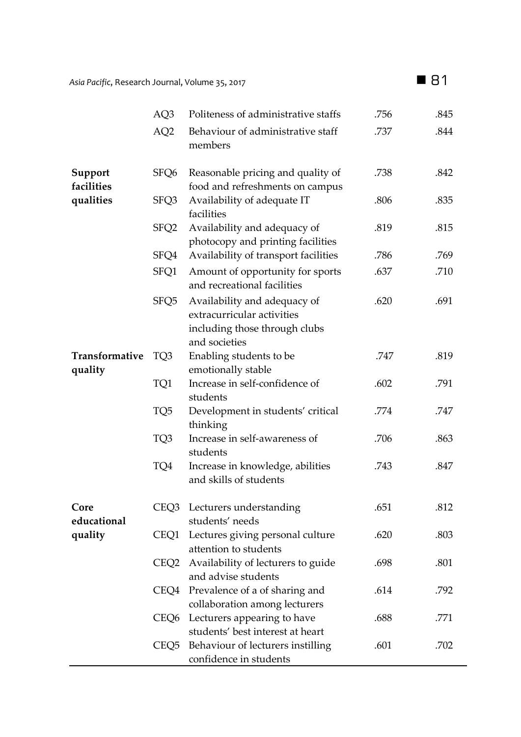| | | | | |
|---|---|---|---|---|
| | AQ3 | Politeness of administrative staffs | .756 | .845 |
| | AQ2 | Behaviour of administrative staff members | .737 | .844 |
| **Support facilities qualities** | SFQ6 | Reasonable pricing and quality of food and refreshments on campus | .738 | .842 |
| | SFQ3 | Availability of adequate IT facilities | .806 | .835 |
| | SFQ2 | Availability and adequacy of photocopy and printing facilities | .819 | .815 |
| | SFQ4 | Availability of transport facilities | .786 | .769 |
| | SFQ1 | Amount of opportunity for sports and recreational facilities | .637 | .710 |
| | SFQ5 | Availability and adequacy of extracurricular activities including those through clubs and societies | .620 | .691 |
| **Transformative quality** | TQ3 | Enabling students to be emotionally stable | .747 | .819 |
| | TQ1 | Increase in self-confidence of students | .602 | .791 |
| | TQ5 | Development in students' critical thinking | .774 | .747 |
| | TQ3 | Increase in self-awareness of students | .706 | .863 |
| | TQ4 | Increase in knowledge, abilities and skills of students | .743 | .847 |
| **Core educational quality** | CEQ3 | Lecturers understanding students' needs | .651 | .812 |
| | CEQ1 | Lectures giving personal culture attention to students | .620 | .803 |
| | CEQ2 | Availability of lecturers to guide and advise students | .698 | .801 |
| | CEQ4 | Prevalence of a of sharing and collaboration among lecturers | .614 | .792 |
| | CEQ6 | Lecturers appearing to have students' best interest at heart | .688 | .771 |
| | CEQ5 | Behaviour of lecturers instilling confidence in students | .601 | .702 |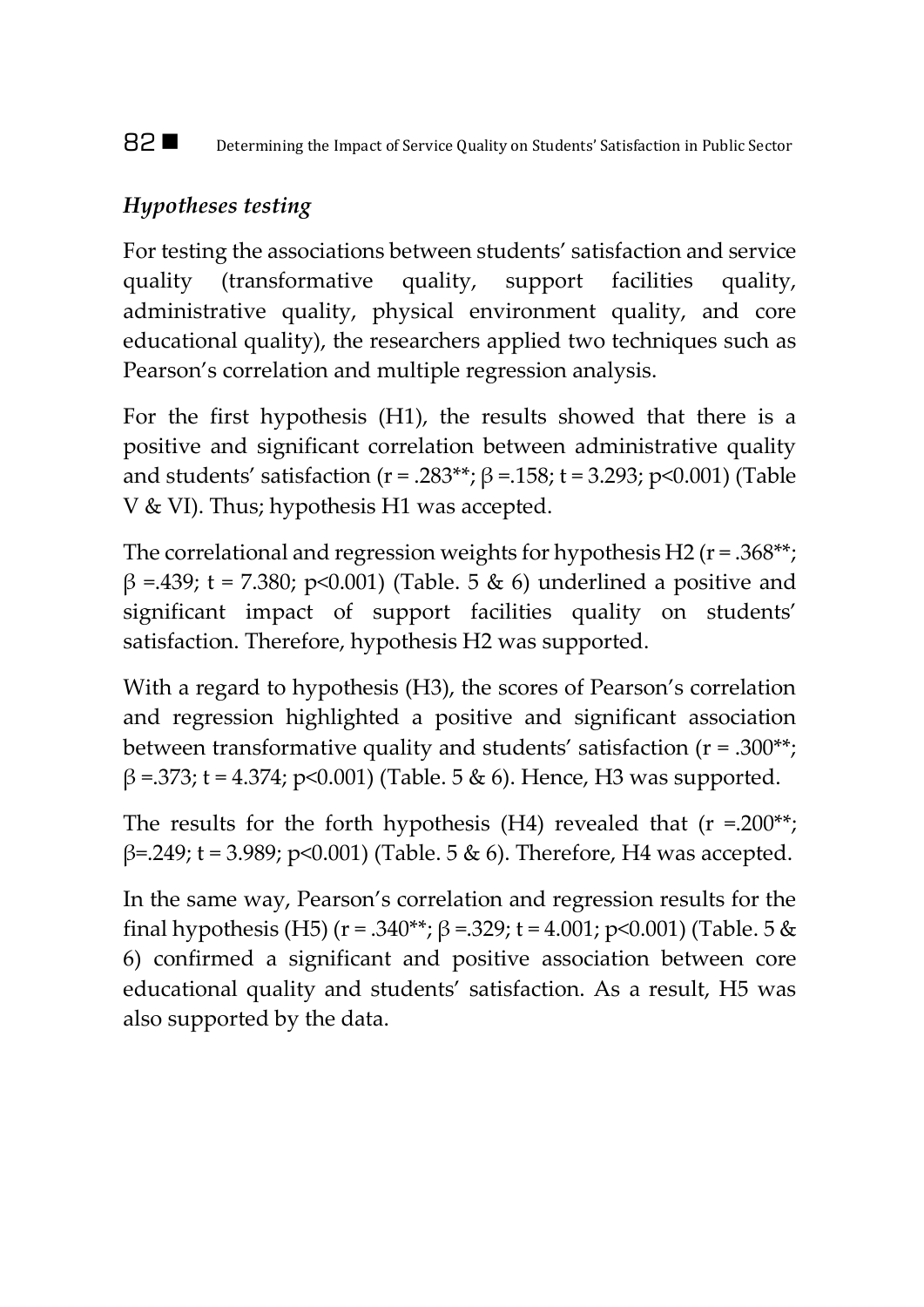### *Hypotheses testing*

For testing the associations between students' satisfaction and service quality (transformative quality, support facilities quality, administrative quality, physical environment quality, and core educational quality), the researchers applied two techniques such as Pearson's correlation and multiple regression analysis.

For the first hypothesis (H1), the results showed that there is a positive and significant correlation between administrative quality and students' satisfaction ($r = .283^{**}$; $\beta = .158$; $t = 3.293$; $p<0.001$) (Table V & VI). Thus; hypothesis H1 was accepted.

The correlational and regression weights for hypothesis H2 ($r = .368^{**}$; $\beta = .439$; $t = 7.380$; $p<0.001$) (Table. 5 & 6) underlined a positive and significant impact of support facilities quality on students' satisfaction. Therefore, hypothesis H2 was supported.

With a regard to hypothesis (H3), the scores of Pearson's correlation and regression highlighted a positive and significant association between transformative quality and students' satisfaction ($r = .300^{**}$; $\beta = .373$; $t = 4.374$; $p<0.001$) (Table. 5 & 6). Hence, H3 was supported.

The results for the forth hypothesis (H4) revealed that ($r = .200^{**}$; $\beta = .249$; $t = 3.989$; $p<0.001$) (Table. 5 & 6). Therefore, H4 was accepted.

In the same way, Pearson's correlation and regression results for the final hypothesis (H5) ($r = .340^{**}$; $\beta = .329$; $t = 4.001$; $p<0.001$) (Table. 5 & 6) confirmed a significant and positive association between core educational quality and students' satisfaction. As a result, H5 was also supported by the data.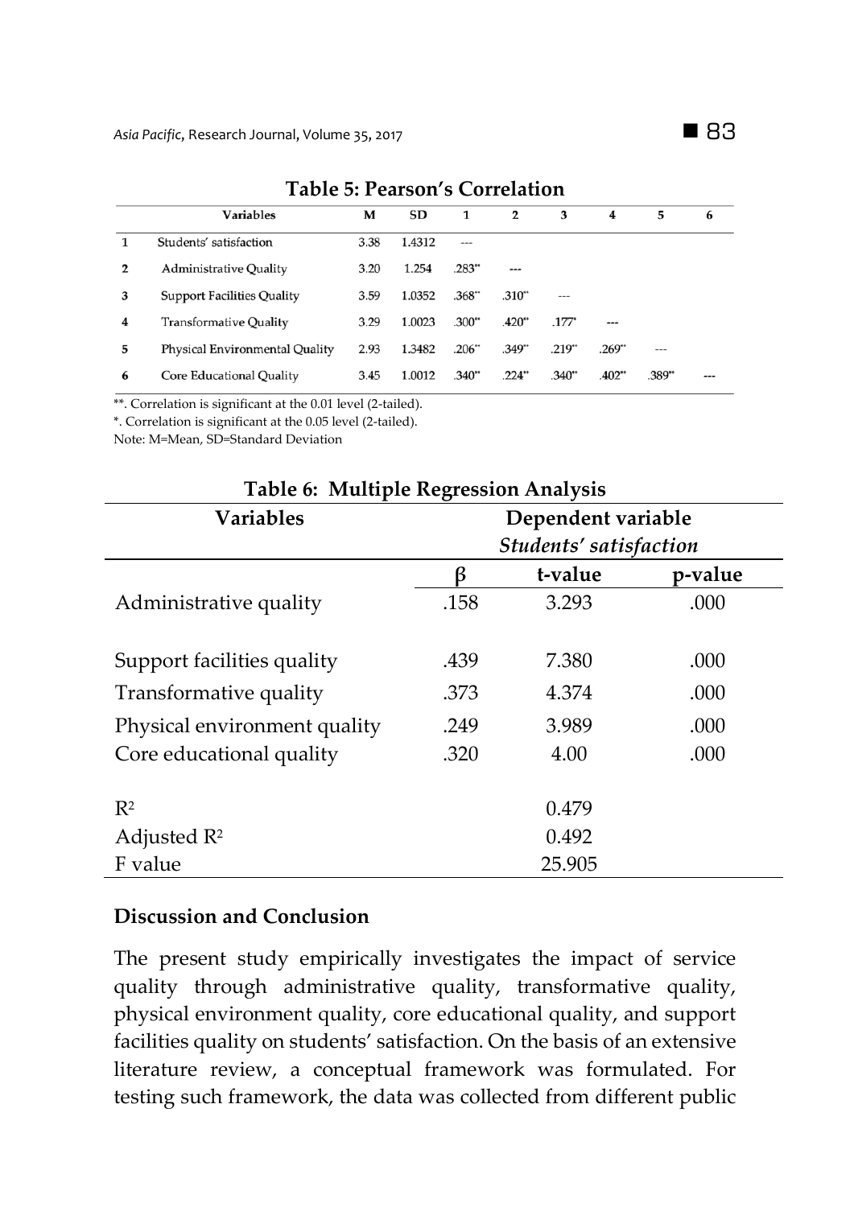**Table 5: Pearson's Correlation**

| | Variables | M | SD | 1 | 2 | 3 | 4 | 5 | 6 |
|---|---|---|---|---|---|---|---|---|---|
| 1 | Students' satisfaction | 3.38 | 1.4312 | --- | | | | | |
| 2 | Administrative Quality | 3.20 | 1.254 | .283** | --- | | | | |
| 3 | Support Facilities Quality | 3.59 | 1.0352 | .368** | .310** | --- | | | |
| 4 | Transformative Quality | 3.29 | 1.0023 | .300** | .420** | .177* | --- | | |
| 5 | Physical Environmental Quality | 2.93 | 1.3482 | .206** | .349** | .219** | .269** | --- | |
| 6 | Core Educational Quality | 3.45 | 1.0012 | .340** | .224** | .340** | .402** | .389** | --- |

**. Correlation is significant at the 0.01 level (2-tailed).
*. Correlation is significant at the 0.05 level (2-tailed).
Note: M=Mean, SD=Standard Deviation

**Table 6: Multiple Regression Analysis**

| Variables | Dependent variable *Students' satisfaction* | | |
|---|---|---|---|
| | β | t-value | p-value |
| Administrative quality | .158 | 3.293 | .000 |
| Support facilities quality | .439 | 7.380 | .000 |
| Transformative quality | .373 | 4.374 | .000 |
| Physical environment quality | .249 | 3.989 | .000 |
| Core educational quality | .320 | 4.00 | .000 |
| $R^2$ | | 0.479 | |
| Adjusted $R^2$ | | 0.492 | |
| F value | | 25.905 | |

## Discussion and Conclusion

The present study empirically investigates the impact of service quality through administrative quality, transformative quality, physical environment quality, core educational quality, and support facilities quality on students' satisfaction. On the basis of an extensive literature review, a conceptual framework was formulated. For testing such framework, the data was collected from different public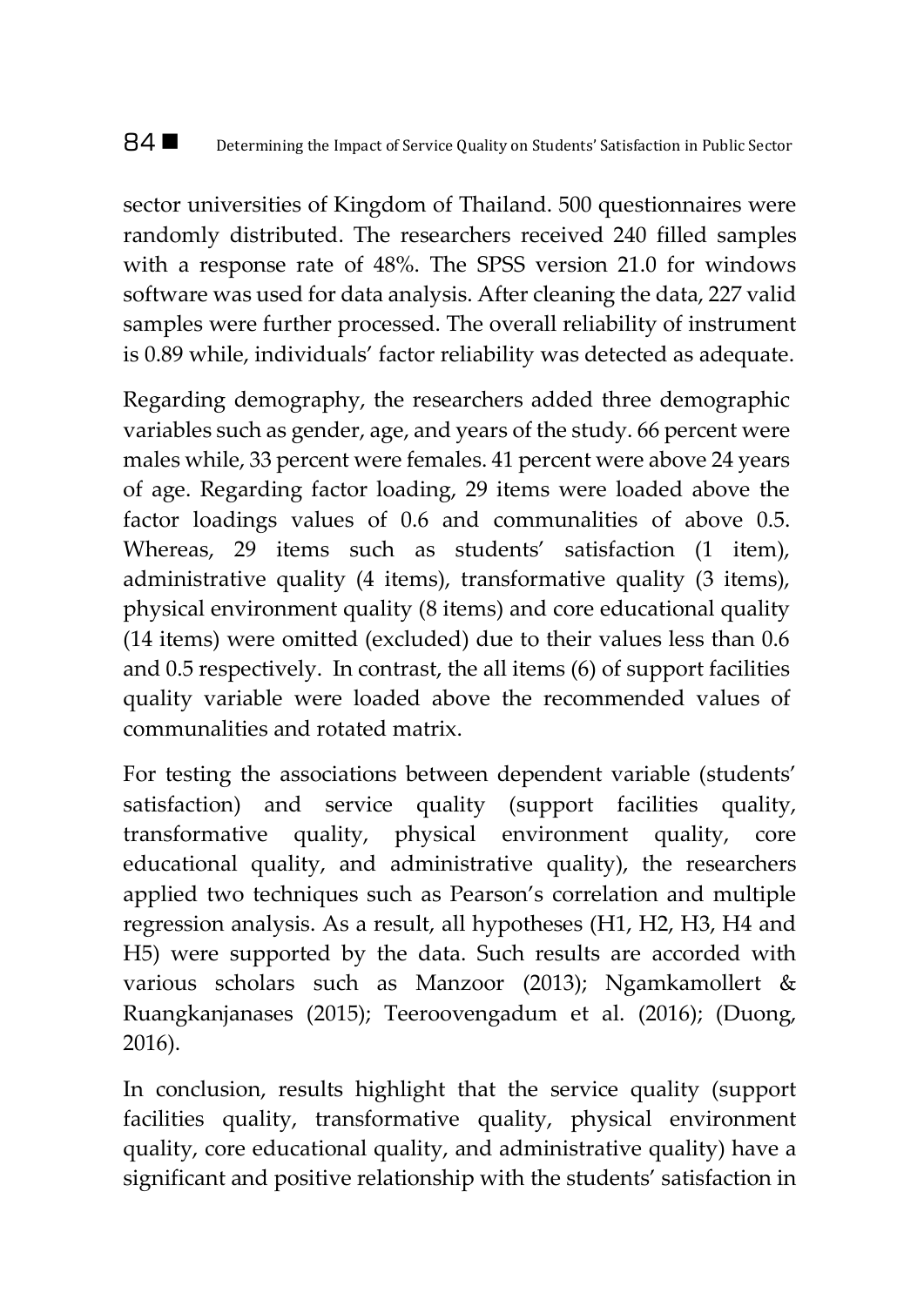sector universities of Kingdom of Thailand. 500 questionnaires were randomly distributed. The researchers received 240 filled samples with a response rate of 48%. The SPSS version 21.0 for windows software was used for data analysis. After cleaning the data, 227 valid samples were further processed. The overall reliability of instrument is 0.89 while, individuals' factor reliability was detected as adequate.

Regarding demography, the researchers added three demographic variables such as gender, age, and years of the study. 66 percent were males while, 33 percent were females. 41 percent were above 24 years of age. Regarding factor loading, 29 items were loaded above the factor loadings values of 0.6 and communalities of above 0.5. Whereas, 29 items such as students' satisfaction (1 item), administrative quality (4 items), transformative quality (3 items), physical environment quality (8 items) and core educational quality (14 items) were omitted (excluded) due to their values less than 0.6 and 0.5 respectively. In contrast, the all items (6) of support facilities quality variable were loaded above the recommended values of communalities and rotated matrix.

For testing the associations between dependent variable (students' satisfaction) and service quality (support facilities quality, transformative quality, physical environment quality, core educational quality, and administrative quality), the researchers applied two techniques such as Pearson's correlation and multiple regression analysis. As a result, all hypotheses (H1, H2, H3, H4 and H5) were supported by the data. Such results are accorded with various scholars such as Manzoor (2013); Ngamkamollert & Ruangkanjanases (2015); Teeroovengadum et al. (2016); (Duong, 2016).

In conclusion, results highlight that the service quality (support facilities quality, transformative quality, physical environment quality, core educational quality, and administrative quality) have a significant and positive relationship with the students' satisfaction in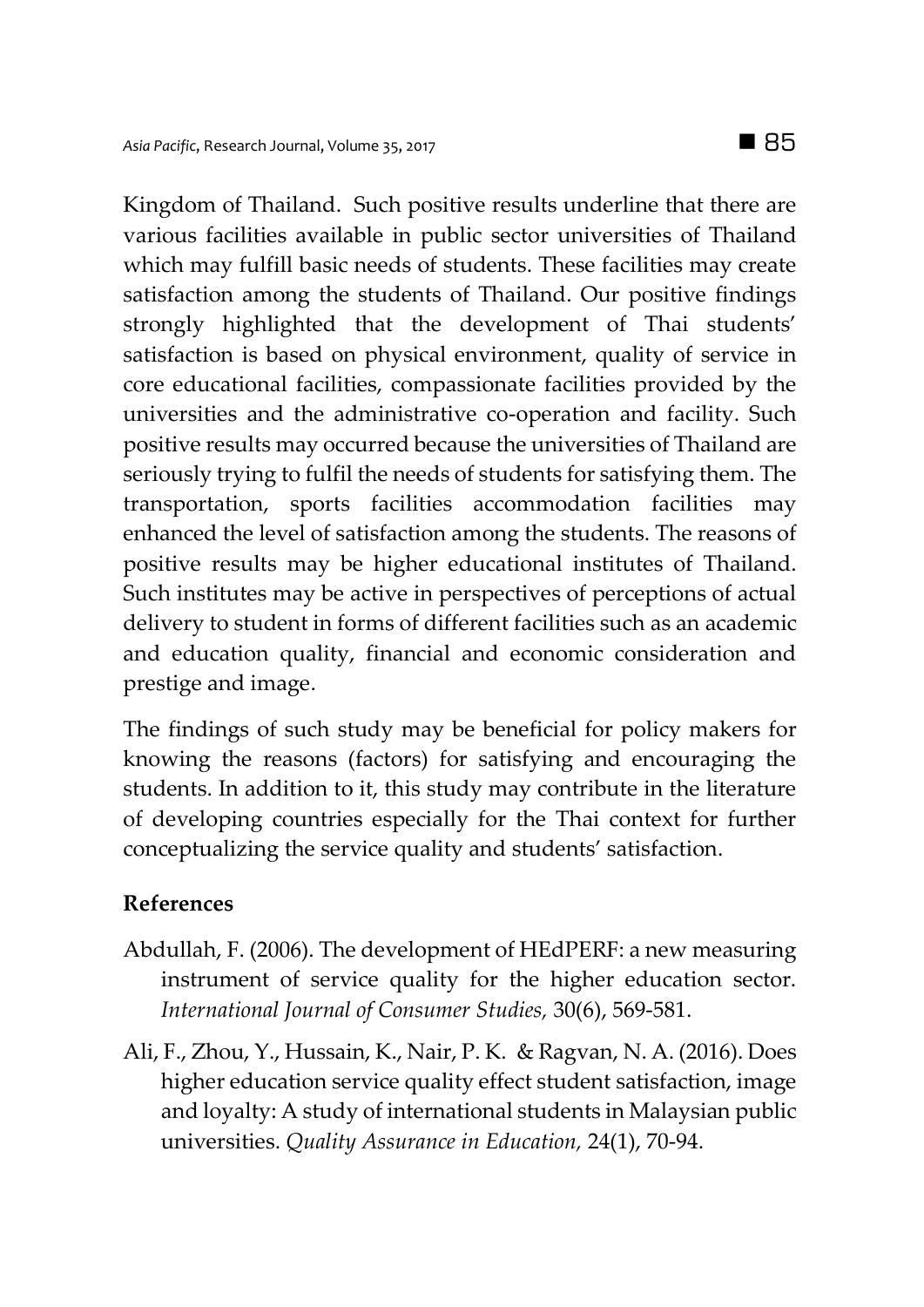Kingdom of Thailand. Such positive results underline that there are various facilities available in public sector universities of Thailand which may fulfill basic needs of students. These facilities may create satisfaction among the students of Thailand. Our positive findings strongly highlighted that the development of Thai students' satisfaction is based on physical environment, quality of service in core educational facilities, compassionate facilities provided by the universities and the administrative co-operation and facility. Such positive results may occurred because the universities of Thailand are seriously trying to fulfil the needs of students for satisfying them. The transportation, sports facilities accommodation facilities may enhanced the level of satisfaction among the students. The reasons of positive results may be higher educational institutes of Thailand. Such institutes may be active in perspectives of perceptions of actual delivery to student in forms of different facilities such as an academic and education quality, financial and economic consideration and prestige and image.

The findings of such study may be beneficial for policy makers for knowing the reasons (factors) for satisfying and encouraging the students. In addition to it, this study may contribute in the literature of developing countries especially for the Thai context for further conceptualizing the service quality and students' satisfaction.

## References

Abdullah, F. (2006). The development of HEdPERF: a new measuring instrument of service quality for the higher education sector. *International Journal of Consumer Studies,* 30(6), 569-581.

Ali, F., Zhou, Y., Hussain, K., Nair, P. K. & Ragvan, N. A. (2016). Does higher education service quality effect student satisfaction, image and loyalty: A study of international students in Malaysian public universities. *Quality Assurance in Education,* 24(1), 70-94.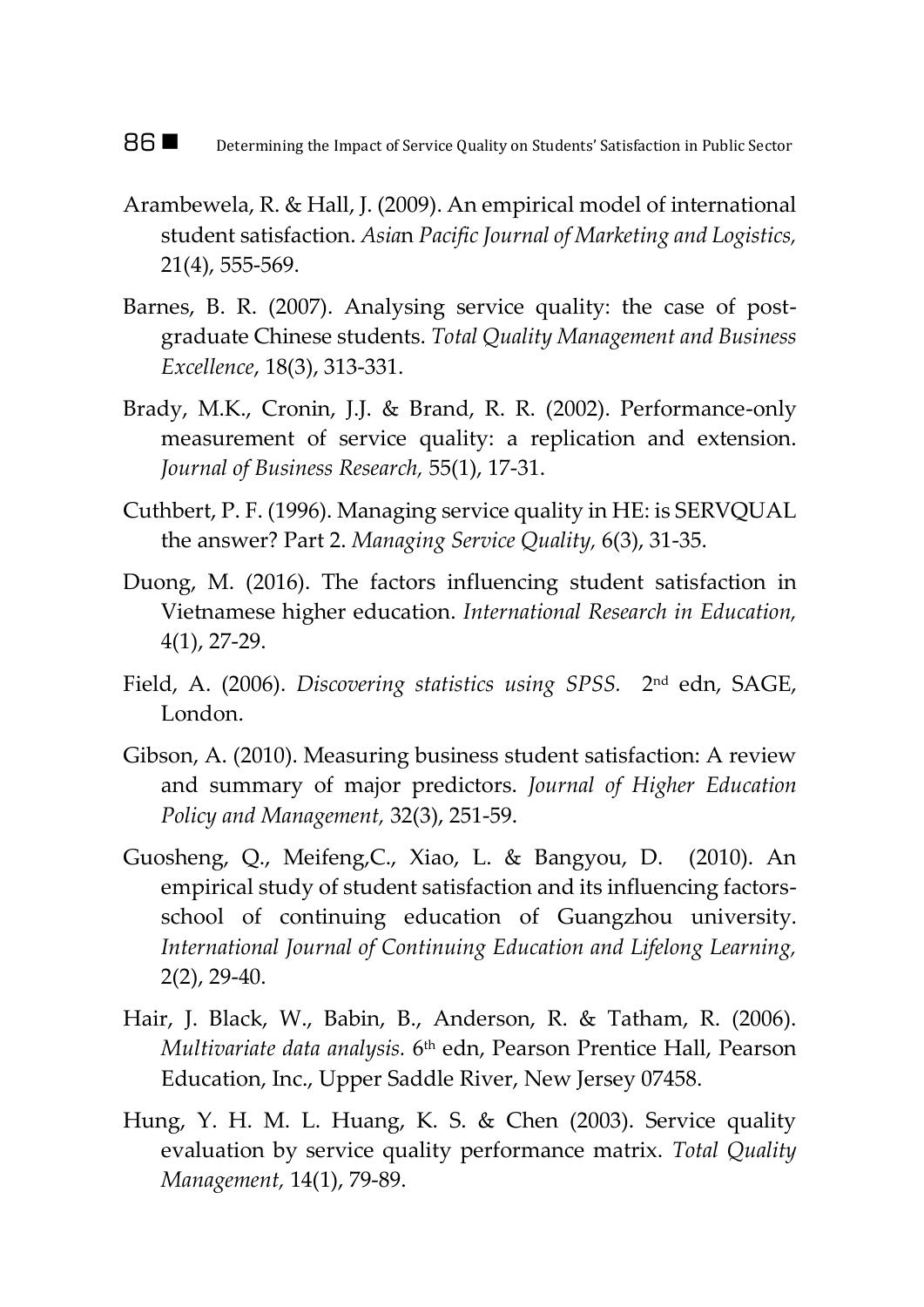Arambewela, R. & Hall, J. (2009). An empirical model of international student satisfaction. *Asian Pacific Journal of Marketing and Logistics,* 21(4), 555-569.

Barnes, B. R. (2007). Analysing service quality: the case of post-graduate Chinese students. *Total Quality Management and Business Excellence*, 18(3), 313-331.

Brady, M.K., Cronin, J.J. & Brand, R. R. (2002). Performance-only measurement of service quality: a replication and extension. *Journal of Business Research,* 55(1), 17-31.

Cuthbert, P. F. (1996). Managing service quality in HE: is SERVQUAL the answer? Part 2. *Managing Service Quality,* 6(3), 31-35.

Duong, M. (2016). The factors influencing student satisfaction in Vietnamese higher education. *International Research in Education,* 4(1), 27-29.

Field, A. (2006). *Discovering statistics using SPSS.* 2nd edn, SAGE, London.

Gibson, A. (2010). Measuring business student satisfaction: A review and summary of major predictors. *Journal of Higher Education Policy and Management,* 32(3), 251-59.

Guosheng, Q., Meifeng,C., Xiao, L. & Bangyou, D. (2010). An empirical study of student satisfaction and its influencing factors-school of continuing education of Guangzhou university. *International Journal of Continuing Education and Lifelong Learning,* 2(2), 29-40.

Hair, J. Black, W., Babin, B., Anderson, R. & Tatham, R. (2006). *Multivariate data analysis.* 6th edn, Pearson Prentice Hall, Pearson Education, Inc., Upper Saddle River, New Jersey 07458.

Hung, Y. H. M. L. Huang, K. S. & Chen (2003). Service quality evaluation by service quality performance matrix. *Total Quality Management,* 14(1), 79-89.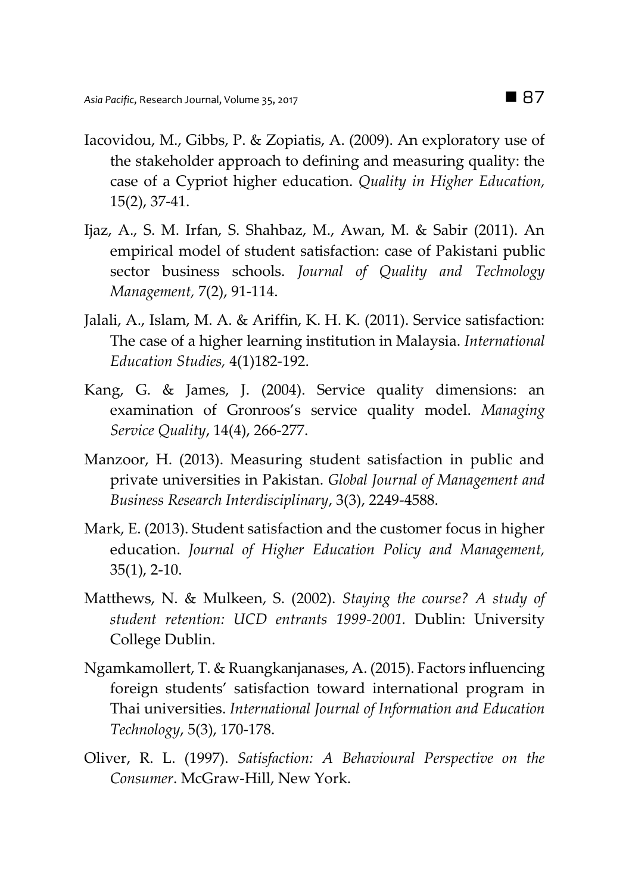Iacovidou, M., Gibbs, P. & Zopiatis, A. (2009). An exploratory use of the stakeholder approach to defining and measuring quality: the case of a Cypriot higher education. *Quality in Higher Education,* 15(2), 37-41.

Ijaz, A., S. M. Irfan, S. Shahbaz, M., Awan, M. & Sabir (2011). An empirical model of student satisfaction: case of Pakistani public sector business schools. *Journal of Quality and Technology Management,* 7(2), 91-114.

Jalali, A., Islam, M. A. & Ariffin, K. H. K. (2011). Service satisfaction: The case of a higher learning institution in Malaysia. *International Education Studies,* 4(1)182-192.

Kang, G. & James, J. (2004). Service quality dimensions: an examination of Gronroos's service quality model. *Managing Service Quality*, 14(4), 266-277.

Manzoor, H. (2013). Measuring student satisfaction in public and private universities in Pakistan. *Global Journal of Management and Business Research Interdisciplinary*, 3(3), 2249-4588.

Mark, E. (2013). Student satisfaction and the customer focus in higher education. *Journal of Higher Education Policy and Management,* 35(1), 2-10.

Matthews, N. & Mulkeen, S. (2002). *Staying the course? A study of student retention: UCD entrants 1999-2001.* Dublin: University College Dublin.

Ngamkamollert, T. & Ruangkanjanases, A. (2015). Factors influencing foreign students' satisfaction toward international program in Thai universities. *International Journal of Information and Education Technology*, 5(3), 170-178.

Oliver, R. L. (1997). *Satisfaction: A Behavioural Perspective on the Consumer*. McGraw-Hill, New York.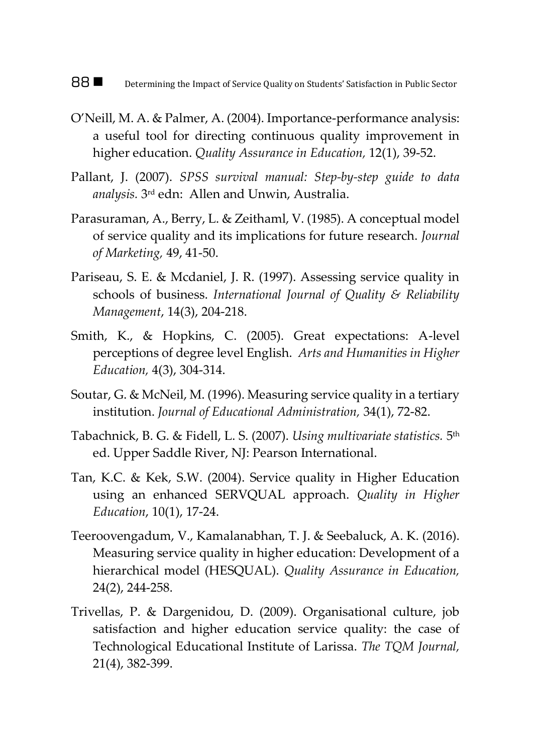O'Neill, M. A. & Palmer, A. (2004). Importance-performance analysis: a useful tool for directing continuous quality improvement in higher education. *Quality Assurance in Education*, 12(1), 39-52.

Pallant, J. (2007). *SPSS survival manual: Step-by-step guide to data analysis.* 3rd edn: Allen and Unwin, Australia.

Parasuraman, A., Berry, L. & Zeithaml, V. (1985). A conceptual model of service quality and its implications for future research. *Journal of Marketing*, 49, 41-50.

Pariseau, S. E. & Mcdaniel, J. R. (1997). Assessing service quality in schools of business. *International Journal of Quality & Reliability Management*, 14(3), 204-218.

Smith, K., & Hopkins, C. (2005). Great expectations: A-level perceptions of degree level English. *Arts and Humanities in Higher Education*, 4(3), 304-314.

Soutar, G. & McNeil, M. (1996). Measuring service quality in a tertiary institution. *Journal of Educational Administration*, 34(1), 72-82.

Tabachnick, B. G. & Fidell, L. S. (2007). *Using multivariate statistics.* 5th ed. Upper Saddle River, NJ: Pearson International.

Tan, K.C. & Kek, S.W. (2004). Service quality in Higher Education using an enhanced SERVQUAL approach. *Quality in Higher Education*, 10(1), 17-24.

Teeroovengadum, V., Kamalanabhan, T. J. & Seebaluck, A. K. (2016). Measuring service quality in higher education: Development of a hierarchical model (HESQUAL). *Quality Assurance in Education*, 24(2), 244-258.

Trivellas, P. & Dargenidou, D. (2009). Organisational culture, job satisfaction and higher education service quality: the case of Technological Educational Institute of Larissa. *The TQM Journal*, 21(4), 382-399.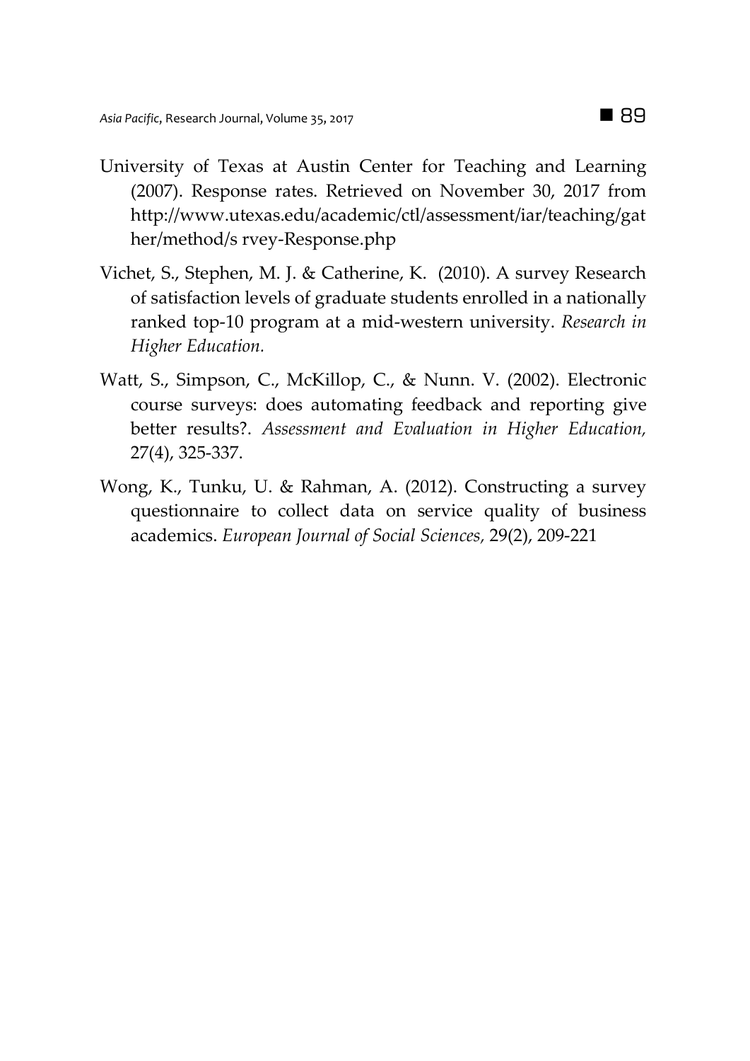University of Texas at Austin Center for Teaching and Learning (2007). Response rates. Retrieved on November 30, 2017 from http://www.utexas.edu/academic/ctl/assessment/iar/teaching/gather/method/s rvey-Response.php

Vichet, S., Stephen, M. J. & Catherine, K. (2010). A survey Research of satisfaction levels of graduate students enrolled in a nationally ranked top-10 program at a mid-western university. *Research in Higher Education.*

Watt, S., Simpson, C., McKillop, C., & Nunn. V. (2002). Electronic course surveys: does automating feedback and reporting give better results?. *Assessment and Evaluation in Higher Education,* 27(4), 325-337.

Wong, K., Tunku, U. & Rahman, A. (2012). Constructing a survey questionnaire to collect data on service quality of business academics. *European Journal of Social Sciences,* 29(2), 209-221